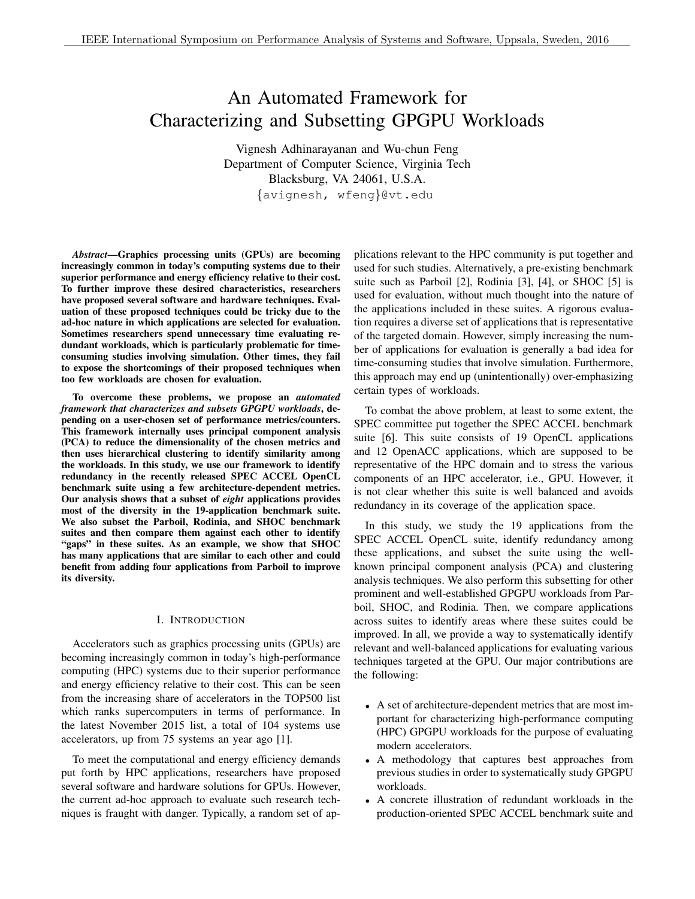# An Automated Framework for Characterizing and Subsetting GPGPU Workloads

Vignesh Adhinarayanan and Wu-chun Feng
Department of Computer Science, Virginia Tech
Blacksburg, VA 24061, U.S.A.
{avignesh, wfeng}@vt.edu

***Abstract*—Graphics processing units (GPUs) are becoming increasingly common in today's computing systems due to their superior performance and energy efficiency relative to their cost. To further improve these desired characteristics, researchers have proposed several software and hardware techniques. Evaluation of these proposed techniques could be tricky due to the ad-hoc nature in which applications are selected for evaluation. Sometimes researchers spend unnecessary time evaluating redundant workloads, which is particularly problematic for time-consuming studies involving simulation. Other times, they fail to expose the shortcomings of their proposed techniques when too few workloads are chosen for evaluation.**

**To overcome these problems, we propose an *automated framework that characterizes and subsets GPGPU workloads*, depending on a user-chosen set of performance metrics/counters. This framework internally uses principal component analysis (PCA) to reduce the dimensionality of the chosen metrics and then uses hierarchical clustering to identify similarity among the workloads. In this study, we use our framework to identify redundancy in the recently released SPEC ACCEL OpenCL benchmark suite using a few architecture-dependent metrics. Our analysis shows that a subset of *eight* applications provides most of the diversity in the 19-application benchmark suite. We also subset the Parboil, Rodinia, and SHOC benchmark suites and then compare them against each other to identify "gaps" in these suites. As an example, we show that SHOC has many applications that are similar to each other and could benefit from adding four applications from Parboil to improve its diversity.**

## I. Introduction

Accelerators such as graphics processing units (GPUs) are becoming increasingly common in today's high-performance computing (HPC) systems due to their superior performance and energy efficiency relative to their cost. This can be seen from the increasing share of accelerators in the TOP500 list which ranks supercomputers in terms of performance. In the latest November 2015 list, a total of 104 systems use accelerators, up from 75 systems an year ago [1].

To meet the computational and energy efficiency demands put forth by HPC applications, researchers have proposed several software and hardware solutions for GPUs. However, the current ad-hoc approach to evaluate such research techniques is fraught with danger. Typically, a random set of applications relevant to the HPC community is put together and used for such studies. Alternatively, a pre-existing benchmark suite such as Parboil [2], Rodinia [3], [4], or SHOC [5] is used for evaluation, without much thought into the nature of the applications included in these suites. A rigorous evaluation requires a diverse set of applications that is representative of the targeted domain. However, simply increasing the number of applications for evaluation is generally a bad idea for time-consuming studies that involve simulation. Furthermore, this approach may end up (unintentionally) over-emphasizing certain types of workloads.

To combat the above problem, at least to some extent, the SPEC committee put together the SPEC ACCEL benchmark suite [6]. This suite consists of 19 OpenCL applications and 12 OpenACC applications, which are supposed to be representative of the HPC domain and to stress the various components of an HPC accelerator, i.e., GPU. However, it is not clear whether this suite is well balanced and avoids redundancy in its coverage of the application space.

In this study, we study the 19 applications from the SPEC ACCEL OpenCL suite, identify redundancy among these applications, and subset the suite using the well-known principal component analysis (PCA) and clustering analysis techniques. We also perform this subsetting for other prominent and well-established GPGPU workloads from Parboil, SHOC, and Rodinia. Then, we compare applications across suites to identify areas where these suites could be improved. In all, we provide a way to systematically identify relevant and well-balanced applications for evaluating various techniques targeted at the GPU. Our major contributions are the following:

- A set of architecture-dependent metrics that are most important for characterizing high-performance computing (HPC) GPGPU workloads for the purpose of evaluating modern accelerators.
- A methodology that captures best approaches from previous studies in order to systematically study GPGPU workloads.
- A concrete illustration of redundant workloads in the production-oriented SPEC ACCEL benchmark suite and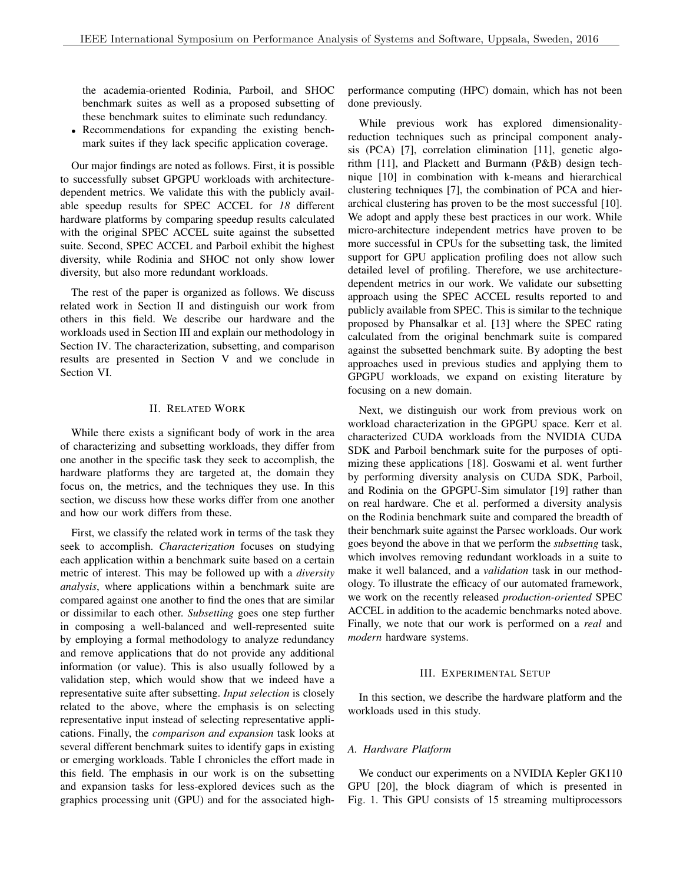the academia-oriented Rodinia, Parboil, and SHOC benchmark suites as well as a proposed subsetting of these benchmark suites to eliminate such redundancy.

- Recommendations for expanding the existing benchmark suites if they lack specific application coverage.

Our major findings are noted as follows. First, it is possible to successfully subset GPGPU workloads with architecture-dependent metrics. We validate this with the publicly available speedup results for SPEC ACCEL for *18* different hardware platforms by comparing speedup results calculated with the original SPEC ACCEL suite against the subsetted suite. Second, SPEC ACCEL and Parboil exhibit the highest diversity, while Rodinia and SHOC not only show lower diversity, but also more redundant workloads.

The rest of the paper is organized as follows. We discuss related work in Section II and distinguish our work from others in this field. We describe our hardware and the workloads used in Section III and explain our methodology in Section IV. The characterization, subsetting, and comparison results are presented in Section V and we conclude in Section VI.

## II. Related Work

While there exists a significant body of work in the area of characterizing and subsetting workloads, they differ from one another in the specific task they seek to accomplish, the hardware platforms they are targeted at, the domain they focus on, the metrics, and the techniques they use. In this section, we discuss how these works differ from one another and how our work differs from these.

First, we classify the related work in terms of the task they seek to accomplish. *Characterization* focuses on studying each application within a benchmark suite based on a certain metric of interest. This may be followed up with a *diversity analysis*, where applications within a benchmark suite are compared against one another to find the ones that are similar or dissimilar to each other. *Subsetting* goes one step further in composing a well-balanced and well-represented suite by employing a formal methodology to analyze redundancy and remove applications that do not provide any additional information (or value). This is also usually followed by a validation step, which would show that we indeed have a representative suite after subsetting. *Input selection* is closely related to the above, where the emphasis is on selecting representative input instead of selecting representative applications. Finally, the *comparison and expansion* task looks at several different benchmark suites to identify gaps in existing or emerging workloads. Table I chronicles the effort made in this field. The emphasis in our work is on the subsetting and expansion tasks for less-explored devices such as the graphics processing unit (GPU) and for the associated high-performance computing (HPC) domain, which has not been done previously.

While previous work has explored dimensionality-reduction techniques such as principal component analysis (PCA) [7], correlation elimination [11], genetic algorithm [11], and Plackett and Burmann (P&B) design technique [10] in combination with k-means and hierarchical clustering techniques [7], the combination of PCA and hierarchical clustering has proven to be the most successful [10]. We adopt and apply these best practices in our work. While micro-architecture independent metrics have proven to be more successful in CPUs for the subsetting task, the limited support for GPU application profiling does not allow such detailed level of profiling. Therefore, we use architecture-dependent metrics in our work. We validate our subsetting approach using the SPEC ACCEL results reported to and publicly available from SPEC. This is similar to the technique proposed by Phansalkar et al. [13] where the SPEC rating calculated from the original benchmark suite is compared against the subsetted benchmark suite. By adopting the best approaches used in previous studies and applying them to GPGPU workloads, we expand on existing literature by focusing on a new domain.

Next, we distinguish our work from previous work on workload characterization in the GPGPU space. Kerr et al. characterized CUDA workloads from the NVIDIA CUDA SDK and Parboil benchmark suite for the purposes of optimizing these applications [18]. Goswami et al. went further by performing diversity analysis on CUDA SDK, Parboil, and Rodinia on the GPGPU-Sim simulator [19] rather than on real hardware. Che et al. performed a diversity analysis on the Rodinia benchmark suite and compared the breadth of their benchmark suite against the Parsec workloads. Our work goes beyond the above in that we perform the *subsetting* task, which involves removing redundant workloads in a suite to make it well balanced, and a *validation* task in our methodology. To illustrate the efficacy of our automated framework, we work on the recently released *production-oriented* SPEC ACCEL in addition to the academic benchmarks noted above. Finally, we note that our work is performed on a *real* and *modern* hardware systems.

## III. Experimental Setup

In this section, we describe the hardware platform and the workloads used in this study.

### A. Hardware Platform

We conduct our experiments on a NVIDIA Kepler GK110 GPU [20], the block diagram of which is presented in Fig. 1. This GPU consists of 15 streaming multiprocessors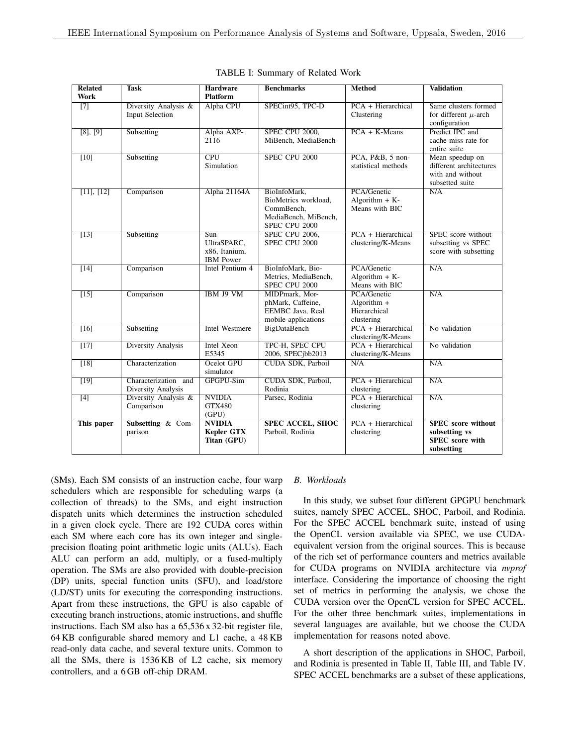TABLE I: Summary of Related Work

| Related Work | Task | Hardware Platform | Benchmarks | Method | Validation |
|---|---|---|---|---|---|
| [7] | Diversity Analysis & Input Selection | Alpha CPU | SPECint95, TPC-D | PCA + Hierarchical Clustering | Same clusters formed for different $\mu$-arch configuration |
| [8], [9] | Subsetting | Alpha AXP-2116 | SPEC CPU 2000, MiBench, MediaBench | PCA + K-Means | Predict IPC and cache miss rate for entire suite |
| [10] | Subsetting | CPU Simulation | SPEC CPU 2000 | PCA, P&B, 5 non-statistical methods | Mean speedup on different architectures with and without subsetted suite |
| [11], [12] | Comparison | Alpha 21164A | BioInfoMark, BioMetrics workload, CommBench, MediaBench, MiBench, SPEC CPU 2000 | PCA/Genetic Algorithm + K-Means with BIC | N/A |
| [13] | Subsetting | Sun UltraSPARC, x86, Itanium, IBM Power | SPEC CPU 2006, SPEC CPU 2000 | PCA + Hierarchical clustering/K-Means | SPEC score without subsetting vs SPEC score with subsetting |
| [14] | Comparison | Intel Pentium 4 | BioInfoMark, Bio-Metrics, MediaBench, SPEC CPU 2000 | PCA/Genetic Algorithm + K-Means with BIC | N/A |
| [15] | Comparison | IBM J9 VM | MIDPmark, MorphMark, Caffeine, EEMBC Java, Real mobile applications | PCA/Genetic Algorithm + Hierarchical clustering | N/A |
| [16] | Subsetting | Intel Westmere | BigDataBench | PCA + Hierarchical clustering/K-Means | No validation |
| [17] | Diversity Analysis | Intel Xeon E5345 | TPC-H, SPEC CPU 2006, SPECjbb2013 | PCA + Hierarchical clustering/K-Means | No validation |
| [18] | Characterization | Ocelot GPU simulator | CUDA SDK, Parboil | N/A | N/A |
| [19] | Characterization and Diversity Analysis | GPGPU-Sim | CUDA SDK, Parboil, Rodinia | PCA + Hierarchical clustering | N/A |
| [4] | Diversity Analysis & Comparison | NVIDIA GTX480 (GPU) | Parsec, Rodinia | PCA + Hierarchical clustering | N/A |
| **This paper** | **Subsetting** & Comparison | **NVIDIA Kepler GTX Titan (GPU)** | **SPEC ACCEL, SHOC** Parboil, Rodinia | PCA + Hierarchical clustering | **SPEC score without subsetting vs SPEC score with subsetting** |

(SMs). Each SM consists of an instruction cache, four warp schedulers which are responsible for scheduling warps (a collection of threads) to the SMs, and eight instruction dispatch units which determines the instruction scheduled in a given clock cycle. There are 192 CUDA cores within each SM where each core has its own integer and single-precision floating point arithmetic logic units (ALUs). Each ALU can perform an add, multiply, or a fused-multiply operation. The SMs are also provided with double-precision (DP) units, special function units (SFU), and load/store (LD/ST) units for executing the corresponding instructions. Apart from these instructions, the GPU is also capable of executing branch instructions, atomic instructions, and shuffle instructions. Each SM also has a 65,536 x 32-bit register file, 64 KB configurable shared memory and L1 cache, a 48 KB read-only data cache, and several texture units. Common to all the SMs, there is 1536 KB of L2 cache, six memory controllers, and a 6 GB off-chip DRAM.

### B. Workloads

In this study, we subset four different GPGPU benchmark suites, namely SPEC ACCEL, SHOC, Parboil, and Rodinia. For the SPEC ACCEL benchmark suite, instead of using the OpenCL version available via SPEC, we use CUDA-equivalent version from the original sources. This is because of the rich set of performance counters and metrics available for CUDA programs on NVIDIA architecture via *nvprof* interface. Considering the importance of choosing the right set of metrics in performing the analysis, we chose the CUDA version over the OpenCL version for SPEC ACCEL. For the other three benchmark suites, implementations in several languages are available, but we choose the CUDA implementation for reasons noted above.

A short description of the applications in SHOC, Parboil, and Rodinia is presented in Table II, Table III, and Table IV. SPEC ACCEL benchmarks are a subset of these applications,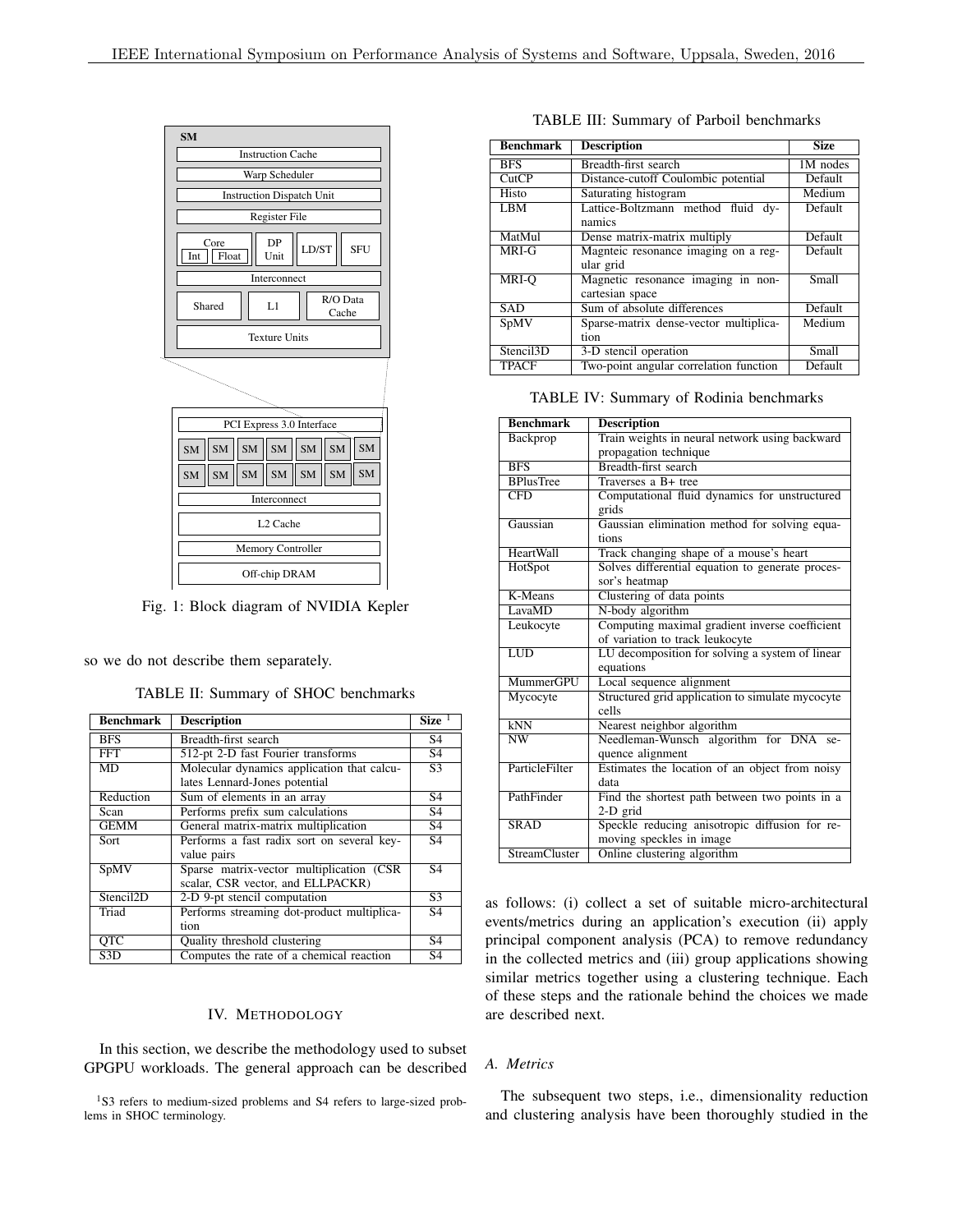Fig. 1: Block diagram of NVIDIA Kepler

so we do not describe them separately.

TABLE II: Summary of SHOC benchmarks

| Benchmark | Description | Size [1] |
|---|---|---|
| BFS | Breadth-first search | S4 |
| FFT | 512-pt 2-D fast Fourier transforms | S4 |
| MD | Molecular dynamics application that calculates Lennard-Jones potential | S3 |
| Reduction | Sum of elements in an array | S4 |
| Scan | Performs prefix sum calculations | S4 |
| GEMM | General matrix-matrix multiplication | S4 |
| Sort | Performs a fast radix sort on several key-value pairs | S4 |
| SpMV | Sparse matrix-vector multiplication (CSR scalar, CSR vector, and ELLPACKR) | S4 |
| Stencil2D | 2-D 9-pt stencil computation | S3 |
| Triad | Performs streaming dot-product multiplication | S4 |
| QTC | Quality threshold clustering | S4 |
| S3D | Computes the rate of a chemical reaction | S4 |

[1]S3 refers to medium-sized problems and S4 refers to large-sized problems in SHOC terminology.

TABLE III: Summary of Parboil benchmarks

| Benchmark | Description | Size |
|---|---|---|
| BFS | Breadth-first search | 1M nodes |
| CutCP | Distance-cutoff Coulombic potential | Default |
| Histo | Saturating histogram | Medium |
| LBM | Lattice-Boltzmann method fluid dynamics | Default |
| MatMul | Dense matrix-matrix multiply | Default |
| MRI-G | Magnteic resonance imaging on a regular grid | Default |
| MRI-Q | Magnetic resonance imaging in non-cartesian space | Small |
| SAD | Sum of absolute differences | Default |
| SpMV | Sparse-matrix dense-vector multiplication | Medium |
| Stencil3D | 3-D stencil operation | Small |
| TPACF | Two-point angular correlation function | Default |

TABLE IV: Summary of Rodinia benchmarks

| Benchmark | Description |
|---|---|
| Backprop | Train weights in neural network using backward propagation technique |
| BFS | Breadth-first search |
| BPlusTree | Traverses a B+ tree |
| CFD | Computational fluid dynamics for unstructured grids |
| Gaussian | Gaussian elimination method for solving equations |
| HeartWall | Track changing shape of a mouse's heart |
| HotSpot | Solves differential equation to generate processor's heatmap |
| K-Means | Clustering of data points |
| LavaMD | N-body algorithm |
| Leukocyte | Computing maximal gradient inverse coefficient of variation to track leukocyte |
| LUD | LU decomposition for solving a system of linear equations |
| MummerGPU | Local sequence alignment |
| Mycocyte | Structured grid application to simulate mycocyte cells |
| kNN | Nearest neighbor algorithm |
| NW | Needleman-Wunsch algorithm for DNA sequence alignment |
| ParticleFilter | Estimates the location of an object from noisy data |
| PathFinder | Find the shortest path between two points in a 2-D grid |
| SRAD | Speckle reducing anisotropic diffusion for removing speckles in image |
| StreamCluster | Online clustering algorithm |

## IV. Methodology

In this section, we describe the methodology used to subset GPGPU workloads. The general approach can be described as follows: (i) collect a set of suitable micro-architectural events/metrics during an application's execution (ii) apply principal component analysis (PCA) to remove redundancy in the collected metrics and (iii) group applications showing similar metrics together using a clustering technique. Each of these steps and the rationale behind the choices we made are described next.

### A. Metrics

The subsequent two steps, i.e., dimensionality reduction and clustering analysis have been thoroughly studied in the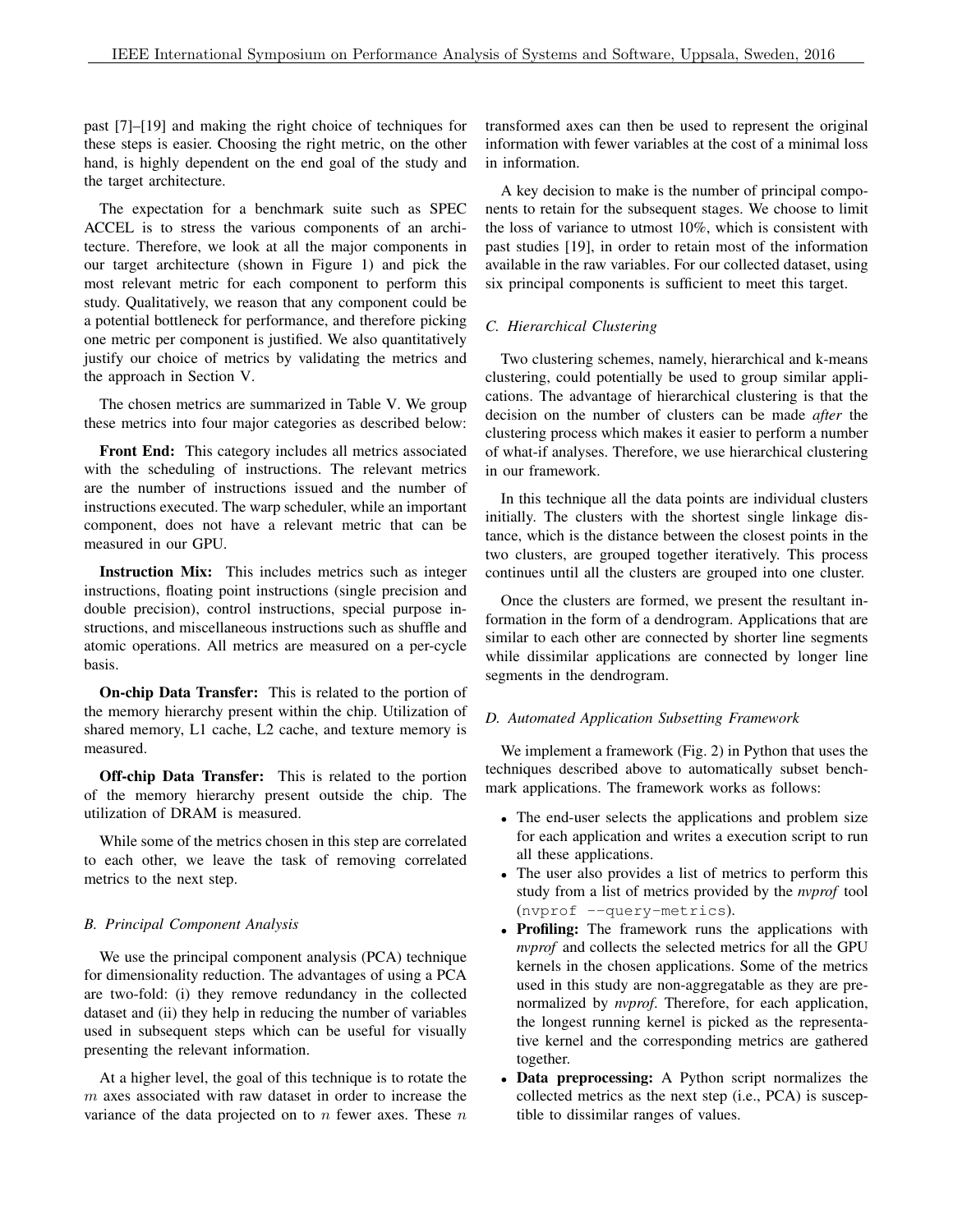past [7]–[19] and making the right choice of techniques for these steps is easier. Choosing the right metric, on the other hand, is highly dependent on the end goal of the study and the target architecture.

The expectation for a benchmark suite such as SPEC ACCEL is to stress the various components of an architecture. Therefore, we look at all the major components in our target architecture (shown in Figure 1) and pick the most relevant metric for each component to perform this study. Qualitatively, we reason that any component could be a potential bottleneck for performance, and therefore picking one metric per component is justified. We also quantitatively justify our choice of metrics by validating the metrics and the approach in Section V.

The chosen metrics are summarized in Table V. We group these metrics into four major categories as described below:

**Front End:** This category includes all metrics associated with the scheduling of instructions. The relevant metrics are the number of instructions issued and the number of instructions executed. The warp scheduler, while an important component, does not have a relevant metric that can be measured in our GPU.

**Instruction Mix:** This includes metrics such as integer instructions, floating point instructions (single precision and double precision), control instructions, special purpose instructions, and miscellaneous instructions such as shuffle and atomic operations. All metrics are measured on a per-cycle basis.

**On-chip Data Transfer:** This is related to the portion of the memory hierarchy present within the chip. Utilization of shared memory, L1 cache, L2 cache, and texture memory is measured.

**Off-chip Data Transfer:** This is related to the portion of the memory hierarchy present outside the chip. The utilization of DRAM is measured.

While some of the metrics chosen in this step are correlated to each other, we leave the task of removing correlated metrics to the next step.

### B. Principal Component Analysis

We use the principal component analysis (PCA) technique for dimensionality reduction. The advantages of using a PCA are two-fold: (i) they remove redundancy in the collected dataset and (ii) they help in reducing the number of variables used in subsequent steps which can be useful for visually presenting the relevant information.

At a higher level, the goal of this technique is to rotate the $m$ axes associated with raw dataset in order to increase the variance of the data projected on to $n$ fewer axes. These $n$ transformed axes can then be used to represent the original information with fewer variables at the cost of a minimal loss in information.

A key decision to make is the number of principal components to retain for the subsequent stages. We choose to limit the loss of variance to utmost 10%, which is consistent with past studies [19], in order to retain most of the information available in the raw variables. For our collected dataset, using six principal components is sufficient to meet this target.

### C. Hierarchical Clustering

Two clustering schemes, namely, hierarchical and k-means clustering, could potentially be used to group similar applications. The advantage of hierarchical clustering is that the decision on the number of clusters can be made *after* the clustering process which makes it easier to perform a number of what-if analyses. Therefore, we use hierarchical clustering in our framework.

In this technique all the data points are individual clusters initially. The clusters with the shortest single linkage distance, which is the distance between the closest points in the two clusters, are grouped together iteratively. This process continues until all the clusters are grouped into one cluster.

Once the clusters are formed, we present the resultant information in the form of a dendrogram. Applications that are similar to each other are connected by shorter line segments while dissimilar applications are connected by longer line segments in the dendrogram.

### D. Automated Application Subsetting Framework

We implement a framework (Fig. 2) in Python that uses the techniques described above to automatically subset benchmark applications. The framework works as follows:

- The end-user selects the applications and problem size for each application and writes a execution script to run all these applications.
- The user also provides a list of metrics to perform this study from a list of metrics provided by the *nvprof* tool (`nvprof --query-metrics`).
- **Profiling:** The framework runs the applications with *nvprof* and collects the selected metrics for all the GPU kernels in the chosen applications. Some of the metrics used in this study are non-aggregatable as they are pre-normalized by *nvprof*. Therefore, for each application, the longest running kernel is picked as the representative kernel and the corresponding metrics are gathered together.
- **Data preprocessing:** A Python script normalizes the collected metrics as the next step (i.e., PCA) is susceptible to dissimilar ranges of values.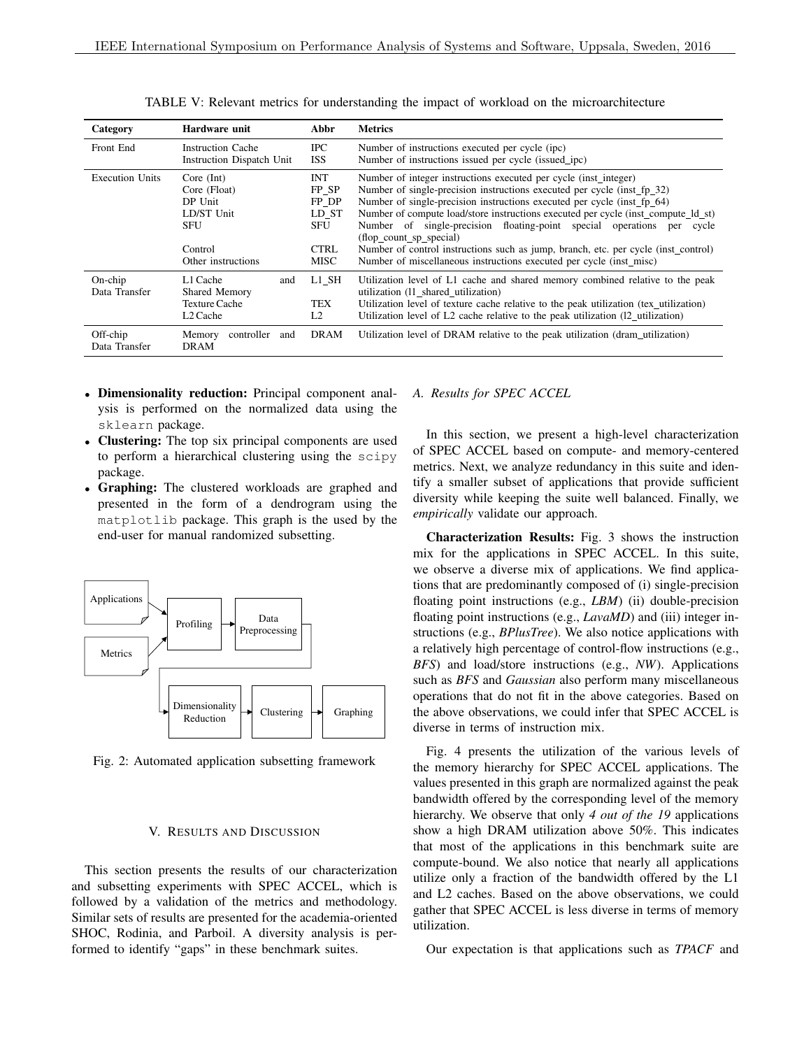TABLE V: Relevant metrics for understanding the impact of workload on the microarchitecture

| Category | Hardware unit | Abbr | Metrics |
| --- | --- | --- | --- |
| Front End | Instruction Cache | IPC | Number of instructions executed per cycle (ipc) |
| | Instruction Dispatch Unit | ISS | Number of instructions issued per cycle (issued_ipc) |
| Execution Units | Core (Int) | INT | Number of integer instructions executed per cycle (inst_integer) |
| | Core (Float) | FP_SP | Number of single-precision instructions executed per cycle (inst_fp_32) |
| | DP Unit | FP_DP | Number of single-precision instructions executed per cycle (inst_fp_64) |
| | LD/ST Unit | LD_ST | Number of compute load/store instructions executed per cycle (inst_compute_ld_st) |
| | SFU | SFU | Number of single-precision floating-point special operations per cycle (flop_count_sp_special) |
| | Control | CTRL | Number of control instructions such as jump, branch, etc. per cycle (inst_control) |
| | Other instructions | MISC | Number of miscellaneous instructions executed per cycle (inst_misc) |
| On-chip Data Transfer | L1 Cache and Shared Memory | L1_SH | Utilization level of L1 cache and shared memory combined relative to the peak utilization (l1_shared_utilization) |
| | Texture Cache | TEX | Utilization level of texture cache relative to the peak utilization (tex_utilization) |
| | L2 Cache | L2 | Utilization level of L2 cache relative to the peak utilization (l2_utilization) |
| Off-chip Data Transfer | Memory controller and DRAM | DRAM | Utilization level of DRAM relative to the peak utilization (dram_utilization) |

- **Dimensionality reduction:** Principal component analysis is performed on the normalized data using the sklearn package.
- **Clustering:** The top six principal components are used to perform a hierarchical clustering using the scipy package.
- **Graphing:** The clustered workloads are graphed and presented in the form of a dendrogram using the matplotlib package. This graph is the used by the end-user for manual randomized subsetting.

Fig. 2: Automated application subsetting framework

## V. Results and Discussion

This section presents the results of our characterization and subsetting experiments with SPEC ACCEL, which is followed by a validation of the metrics and methodology. Similar sets of results are presented for the academia-oriented SHOC, Rodinia, and Parboil. A diversity analysis is performed to identify "gaps" in these benchmark suites.

### *A. Results for SPEC ACCEL*

In this section, we present a high-level characterization of SPEC ACCEL based on compute- and memory-centered metrics. Next, we analyze redundancy in this suite and identify a smaller subset of applications that provide sufficient diversity while keeping the suite well balanced. Finally, we *empirically* validate our approach.

**Characterization Results:** Fig. 3 shows the instruction mix for the applications in SPEC ACCEL. In this suite, we observe a diverse mix of applications. We find applications that are predominantly composed of (i) single-precision floating point instructions (e.g., *LBM*) (ii) double-precision floating point instructions (e.g., *LavaMD*) and (iii) integer instructions (e.g., *BPlusTree*). We also notice applications with a relatively high percentage of control-flow instructions (e.g., *BFS*) and load/store instructions (e.g., *NW*). Applications such as *BFS* and *Gaussian* also perform many miscellaneous operations that do not fit in the above categories. Based on the above observations, we could infer that SPEC ACCEL is diverse in terms of instruction mix.

Fig. 4 presents the utilization of the various levels of the memory hierarchy for SPEC ACCEL applications. The values presented in this graph are normalized against the peak bandwidth offered by the corresponding level of the memory hierarchy. We observe that only *4 out of the 19* applications show a high DRAM utilization above 50%. This indicates that most of the applications in this benchmark suite are compute-bound. We also notice that nearly all applications utilize only a fraction of the bandwidth offered by the L1 and L2 caches. Based on the above observations, we could gather that SPEC ACCEL is less diverse in terms of memory utilization.

Our expectation is that applications such as *TPACF* and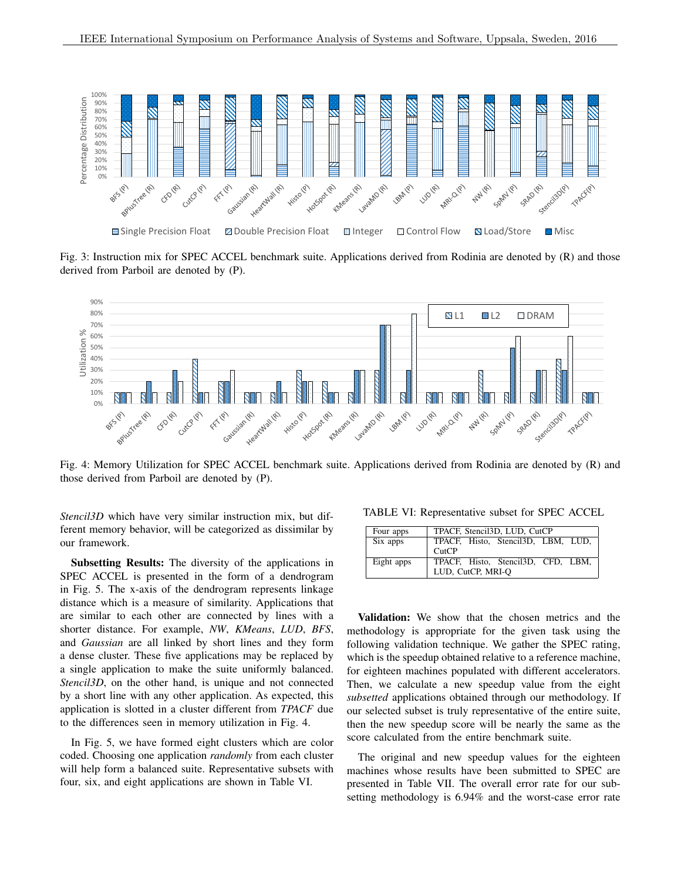Fig. 3: Instruction mix for SPEC ACCEL benchmark suite. Applications derived from Rodinia are denoted by (R) and those derived from Parboil are denoted by (P).

Fig. 4: Memory Utilization for SPEC ACCEL benchmark suite. Applications derived from Rodinia are denoted by (R) and those derived from Parboil are denoted by (P).

*Stencil3D* which have very similar instruction mix, but different memory behavior, will be categorized as dissimilar by our framework.

**Subsetting Results:** The diversity of the applications in SPEC ACCEL is presented in the form of a dendrogram in Fig. 5. The x-axis of the dendrogram represents linkage distance which is a measure of similarity. Applications that are similar to each other are connected by lines with a shorter distance. For example, *NW*, *KMeans*, *LUD*, *BFS*, and *Gaussian* are all linked by short lines and they form a dense cluster. These five applications may be replaced by a single application to make the suite uniformly balanced. *Stencil3D*, on the other hand, is unique and not connected by a short line with any other application. As expected, this application is slotted in a cluster different from *TPACF* due to the differences seen in memory utilization in Fig. 4.

In Fig. 5, we have formed eight clusters which are color coded. Choosing one application *randomly* from each cluster will help form a balanced suite. Representative subsets with four, six, and eight applications are shown in Table VI.

TABLE VI: Representative subset for SPEC ACCEL

| | |
|---|---|
| Four apps | TPACF, Stencil3D, LUD, CutCP |
| Six apps | TPACF, Histo, Stencil3D, LBM, LUD, CutCP |
| Eight apps | TPACF, Histo, Stencil3D, CFD, LBM, LUD, CutCP, MRI-Q |

**Validation:** We show that the chosen metrics and the methodology is appropriate for the given task using the following validation technique. We gather the SPEC rating, which is the speedup obtained relative to a reference machine, for eighteen machines populated with different accelerators. Then, we calculate a new speedup value from the eight *subsetted* applications obtained through our methodology. If our selected subset is truly representative of the entire suite, then the new speedup score will be nearly the same as the score calculated from the entire benchmark suite.

The original and new speedup values for the eighteen machines whose results have been submitted to SPEC are presented in Table VII. The overall error rate for our subsetting methodology is 6.94% and the worst-case error rate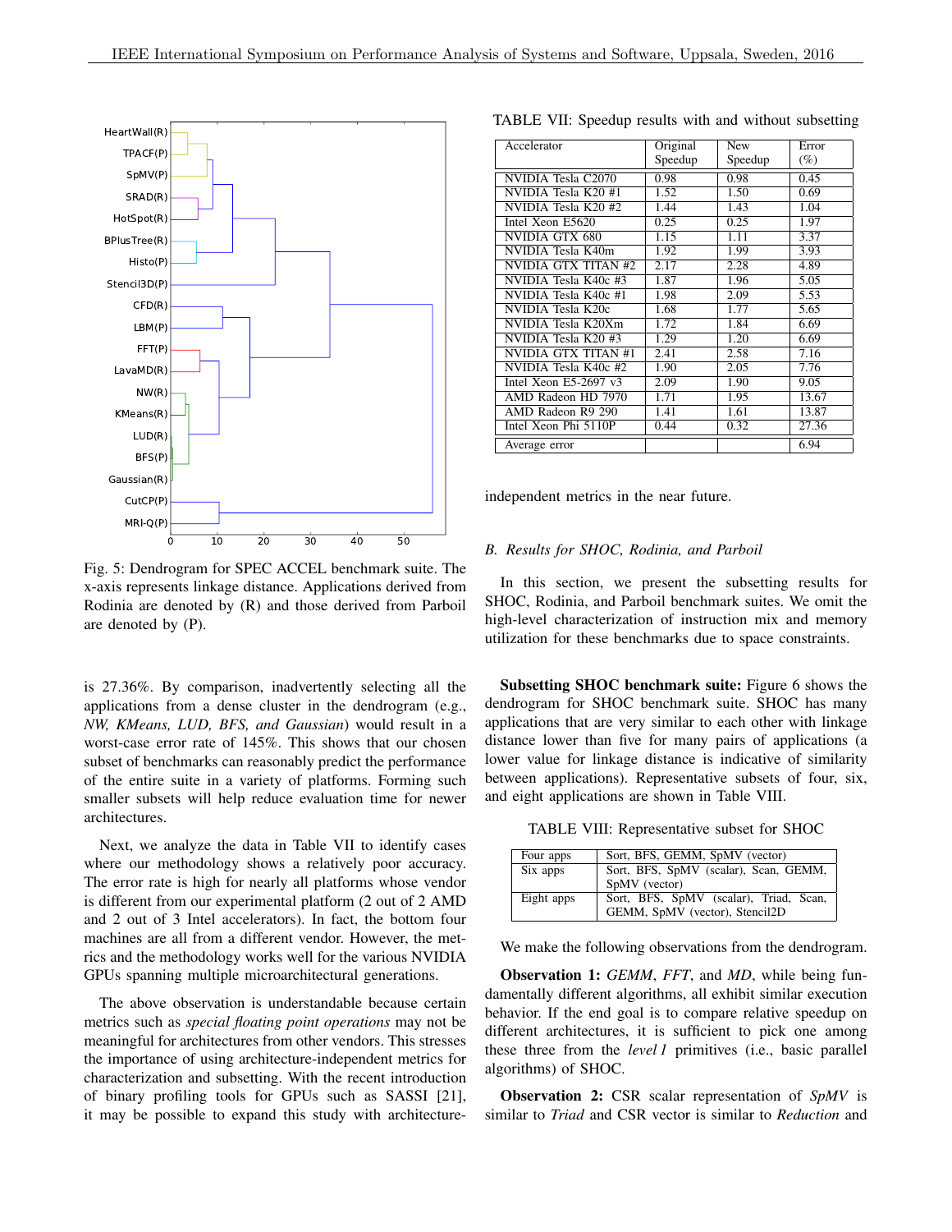Fig. 5: Dendrogram for SPEC ACCEL benchmark suite. The x-axis represents linkage distance. Applications derived from Rodinia are denoted by (R) and those derived from Parboil are denoted by (P).

is 27.36%. By comparison, inadvertently selecting all the applications from a dense cluster in the dendrogram (e.g., *NW, KMeans, LUD, BFS, and Gaussian*) would result in a worst-case error rate of 145%. This shows that our chosen subset of benchmarks can reasonably predict the performance of the entire suite in a variety of platforms. Forming such smaller subsets will help reduce evaluation time for newer architectures.

Next, we analyze the data in Table VII to identify cases where our methodology shows a relatively poor accuracy. The error rate is high for nearly all platforms whose vendor is different from our experimental platform (2 out of 2 AMD and 2 out of 3 Intel accelerators). In fact, the bottom four machines are all from a different vendor. However, the metrics and the methodology works well for the various NVIDIA GPUs spanning multiple microarchitectural generations.

The above observation is understandable because certain metrics such as *special floating point operations* may not be meaningful for architectures from other vendors. This stresses the importance of using architecture-independent metrics for characterization and subsetting. With the recent introduction of binary profiling tools for GPUs such as SASSI [21], it may be possible to expand this study with architecture-independent metrics in the near future.

TABLE VII: Speedup results with and without subsetting

| Accelerator | Original Speedup | New Speedup | Error (%) |
|---|---|---|---|
| NVIDIA Tesla C2070 | 0.98 | 0.98 | 0.45 |
| NVIDIA Tesla K20 #1 | 1.52 | 1.50 | 0.69 |
| NVIDIA Tesla K20 #2 | 1.44 | 1.43 | 1.04 |
| Intel Xeon E5620 | 0.25 | 0.25 | 1.97 |
| NVIDIA GTX 680 | 1.15 | 1.11 | 3.37 |
| NVIDIA Tesla K40m | 1.92 | 1.99 | 3.93 |
| NVIDIA GTX TITAN #2 | 2.17 | 2.28 | 4.89 |
| NVIDIA Tesla K40c #3 | 1.87 | 1.96 | 5.05 |
| NVIDIA Tesla K40c #1 | 1.98 | 2.09 | 5.53 |
| NVIDIA Tesla K20c | 1.68 | 1.77 | 5.65 |
| NVIDIA Tesla K20Xm | 1.72 | 1.84 | 6.69 |
| NVIDIA Tesla K20 #3 | 1.29 | 1.20 | 6.69 |
| NVIDIA GTX TITAN #1 | 2.41 | 2.58 | 7.16 |
| NVIDIA Tesla K40c #2 | 1.90 | 2.05 | 7.76 |
| Intel Xeon E5-2697 v3 | 2.09 | 1.90 | 9.05 |
| AMD Radeon HD 7970 | 1.71 | 1.95 | 13.67 |
| AMD Radeon R9 290 | 1.41 | 1.61 | 13.87 |
| Intel Xeon Phi 5110P | 0.44 | 0.32 | 27.36 |
| Average error | | | 6.94 |

### B. Results for SHOC, Rodinia, and Parboil

In this section, we present the subsetting results for SHOC, Rodinia, and Parboil benchmark suites. We omit the high-level characterization of instruction mix and memory utilization for these benchmarks due to space constraints.

**Subsetting SHOC benchmark suite:** Figure 6 shows the dendrogram for SHOC benchmark suite. SHOC has many applications that are very similar to each other with linkage distance lower than five for many pairs of applications (a lower value for linkage distance is indicative of similarity between applications). Representative subsets of four, six, and eight applications are shown in Table VIII.

TABLE VIII: Representative subset for SHOC

| | |
|---|---|
| Four apps | Sort, BFS, GEMM, SpMV (vector) |
| Six apps | Sort, BFS, SpMV (scalar), Scan, GEMM, SpMV (vector) |
| Eight apps | Sort, BFS, SpMV (scalar), Triad, Scan, GEMM, SpMV (vector), Stencil2D |

We make the following observations from the dendrogram.

**Observation 1:** *GEMM*, *FFT*, and *MD*, while being fundamentally different algorithms, all exhibit similar execution behavior. If the end goal is to compare relative speedup on different architectures, it is sufficient to pick one among these three from the *level 1* primitives (i.e., basic parallel algorithms) of SHOC.

**Observation 2:** CSR scalar representation of *SpMV* is similar to *Triad* and CSR vector is similar to *Reduction* and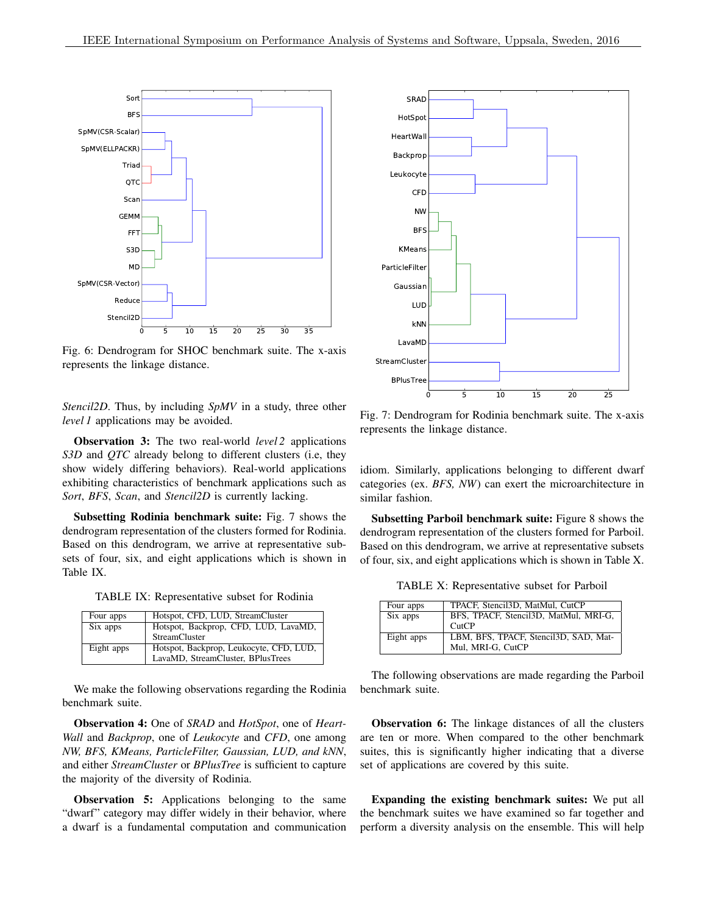Fig. 6: Dendrogram for SHOC benchmark suite. The x-axis represents the linkage distance.

*Stencil2D*. Thus, by including *SpMV* in a study, three other *level 1* applications may be avoided.

**Observation 3:** The two real-world *level 2* applications *S3D* and *QTC* already belong to different clusters (i.e, they show widely differing behaviors). Real-world applications exhibiting characteristics of benchmark applications such as *Sort*, *BFS*, *Scan*, and *Stencil2D* is currently lacking.

**Subsetting Rodinia benchmark suite:** Fig. 7 shows the dendrogram representation of the clusters formed for Rodinia. Based on this dendrogram, we arrive at representative subsets of four, six, and eight applications which is shown in Table IX.

TABLE IX: Representative subset for Rodinia

| | |
|---|---|
| Four apps | Hotspot, CFD, LUD, StreamCluster |
| Six apps | Hotspot, Backprop, CFD, LUD, LavaMD, StreamCluster |
| Eight apps | Hotspot, Backprop, Leukocyte, CFD, LUD, LavaMD, StreamCluster, BPlusTrees |

We make the following observations regarding the Rodinia benchmark suite.

**Observation 4:** One of *SRAD* and *HotSpot*, one of *HeartWall* and *Backprop*, one of *Leukocyte* and *CFD*, one among *NW, BFS, KMeans, ParticleFilter, Gaussian, LUD, and kNN*, and either *StreamCluster* or *BPlusTree* is sufficient to capture the majority of the diversity of Rodinia.

**Observation 5:** Applications belonging to the same "dwarf" category may differ widely in their behavior, where a dwarf is a fundamental computation and communication idiom. Similarly, applications belonging to different dwarf categories (ex. *BFS, NW*) can exert the microarchitecture in similar fashion.

Fig. 7: Dendrogram for Rodinia benchmark suite. The x-axis represents the linkage distance.

**Subsetting Parboil benchmark suite:** Figure 8 shows the dendrogram representation of the clusters formed for Parboil. Based on this dendrogram, we arrive at representative subsets of four, six, and eight applications which is shown in Table X.

TABLE X: Representative subset for Parboil

| | |
|---|---|
| Four apps | TPACF, Stencil3D, MatMul, CutCP |
| Six apps | BFS, TPACF, Stencil3D, MatMul, MRI-G, CutCP |
| Eight apps | LBM, BFS, TPACF, Stencil3D, SAD, MatMul, MRI-G, CutCP |

The following observations are made regarding the Parboil benchmark suite.

**Observation 6:** The linkage distances of all the clusters are ten or more. When compared to the other benchmark suites, this is significantly higher indicating that a diverse set of applications are covered by this suite.

**Expanding the existing benchmark suites:** We put all the benchmark suites we have examined so far together and perform a diversity analysis on the ensemble. This will help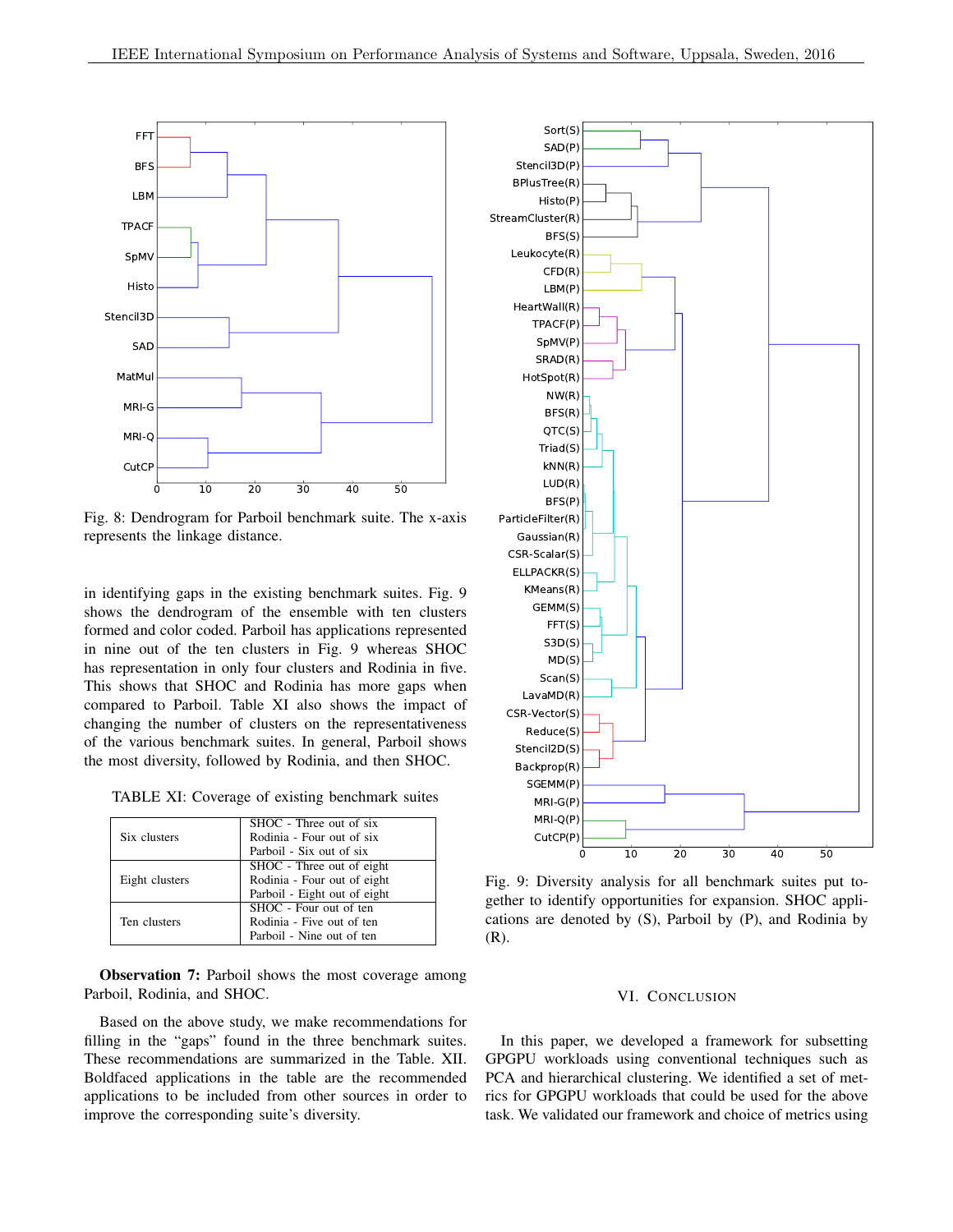Fig. 8: Dendrogram for Parboil benchmark suite. The x-axis represents the linkage distance.

in identifying gaps in the existing benchmark suites. Fig. 9 shows the dendrogram of the ensemble with ten clusters formed and color coded. Parboil has applications represented in nine out of the ten clusters in Fig. 9 whereas SHOC has representation in only four clusters and Rodinia in five. This shows that SHOC and Rodinia has more gaps when compared to Parboil. Table XI also shows the impact of changing the number of clusters on the representativeness of the various benchmark suites. In general, Parboil shows the most diversity, followed by Rodinia, and then SHOC.

TABLE XI: Coverage of existing benchmark suites

| | |
|---|---|
| Six clusters | SHOC - Three out of six<br>Rodinia - Four out of six<br>Parboil - Six out of six |
| Eight clusters | SHOC - Three out of eight<br>Rodinia - Four out of eight<br>Parboil - Eight out of eight |
| Ten clusters | SHOC - Four out of ten<br>Rodinia - Five out of ten<br>Parboil - Nine out of ten |

**Observation 7:** Parboil shows the most coverage among Parboil, Rodinia, and SHOC.

Based on the above study, we make recommendations for filling in the "gaps" found in the three benchmark suites. These recommendations are summarized in the Table. XII. Boldfaced applications in the table are the recommended applications to be included from other sources in order to improve the corresponding suite's diversity.

Fig. 9: Diversity analysis for all benchmark suites put together to identify opportunities for expansion. SHOC applications are denoted by (S), Parboil by (P), and Rodinia by (R).

## VI. Conclusion

In this paper, we developed a framework for subsetting GPGPU workloads using conventional techniques such as PCA and hierarchical clustering. We identified a set of metrics for GPGPU workloads that could be used for the above task. We validated our framework and choice of metrics using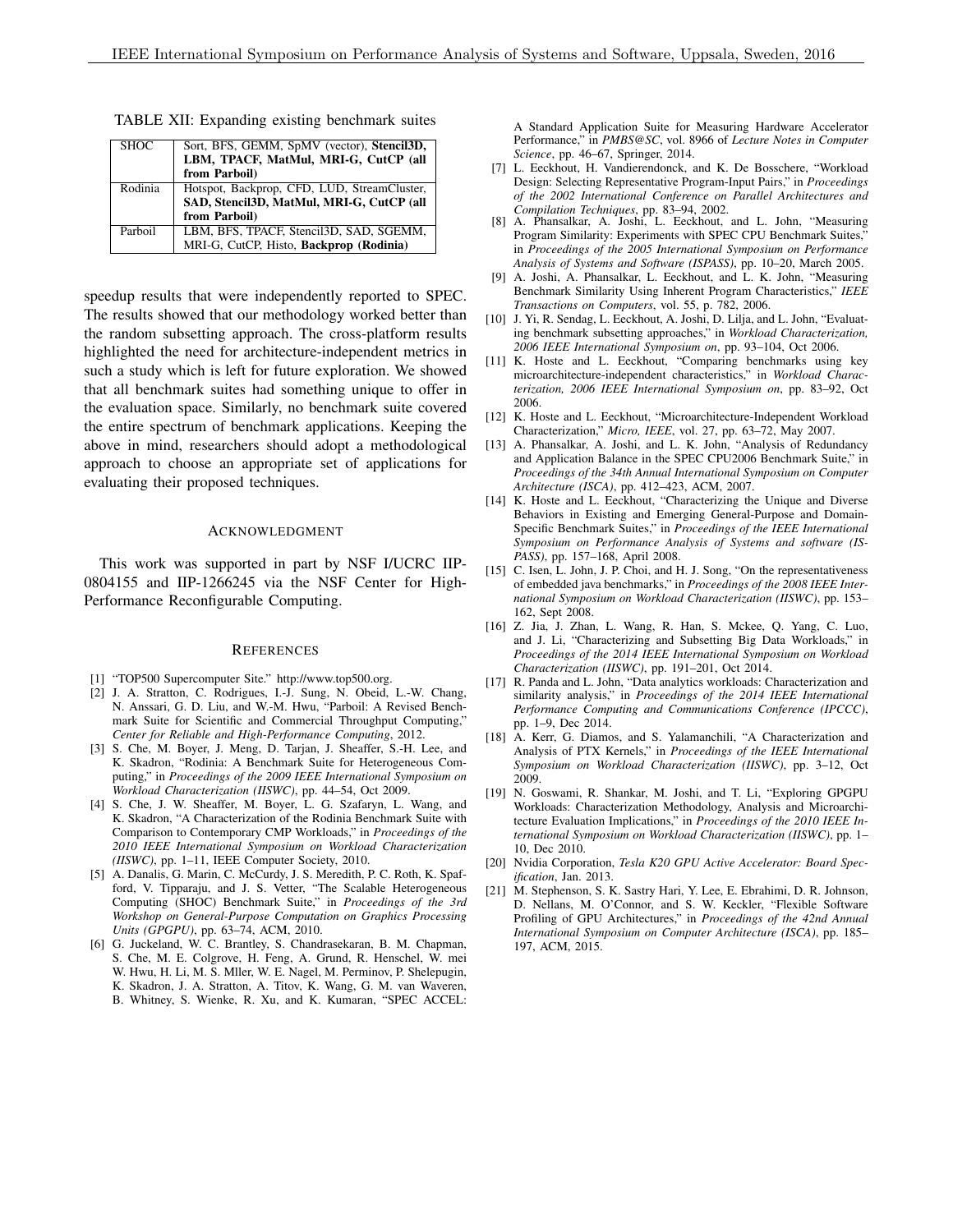TABLE XII: Expanding existing benchmark suites

| | |
|---|---|
| SHOC | Sort, BFS, GEMM, SpMV (vector), **Stencil3D, LBM, TPACF, MatMul, MRI-G, CutCP (all from Parboil)** |
| Rodinia | Hotspot, Backprop, CFD, LUD, StreamCluster, **SAD, Stencil3D, MatMul, MRI-G, CutCP (all from Parboil)** |
| Parboil | LBM, BFS, TPACF, Stencil3D, SAD, SGEMM, MRI-G, CutCP, Histo, **Backprop (Rodinia)** |

speedup results that were independently reported to SPEC. The results showed that our methodology worked better than the random subsetting approach. The cross-platform results highlighted the need for architecture-independent metrics in such a study which is left for future exploration. We showed that all benchmark suites had something unique to offer in the evaluation space. Similarly, no benchmark suite covered the entire spectrum of benchmark applications. Keeping the above in mind, researchers should adopt a methodological approach to choose an appropriate set of applications for evaluating their proposed techniques.

## Acknowledgment

This work was supported in part by NSF I/UCRC IIP-0804155 and IIP-1266245 via the NSF Center for High-Performance Reconfigurable Computing.

## References

[1] "TOP500 Supercomputer Site." http://www.top500.org.

[2] J. A. Stratton, C. Rodrigues, I.-J. Sung, N. Obeid, L.-W. Chang, N. Anssari, G. D. Liu, and W.-M. Hwu, "Parboil: A Revised Benchmark Suite for Scientific and Commercial Throughput Computing," *Center for Reliable and High-Performance Computing*, 2012.

[3] S. Che, M. Boyer, J. Meng, D. Tarjan, J. Sheaffer, S.-H. Lee, and K. Skadron, "Rodinia: A Benchmark Suite for Heterogeneous Computing," in *Proceedings of the 2009 IEEE International Symposium on Workload Characterization (IISWC)*, pp. 44–54, Oct 2009.

[4] S. Che, J. W. Sheaffer, M. Boyer, L. G. Szafaryn, L. Wang, and K. Skadron, "A Characterization of the Rodinia Benchmark Suite with Comparison to Contemporary CMP Workloads," in *Proceedings of the 2010 IEEE International Symposium on Workload Characterization (IISWC)*, pp. 1–11, IEEE Computer Society, 2010.

[5] A. Danalis, G. Marin, C. McCurdy, J. S. Meredith, P. C. Roth, K. Spafford, V. Tipparaju, and J. S. Vetter, "The Scalable Heterogeneous Computing (SHOC) Benchmark Suite," in *Proceedings of the 3rd Workshop on General-Purpose Computation on Graphics Processing Units (GPGPU)*, pp. 63–74, ACM, 2010.

[6] G. Juckeland, W. C. Brantley, S. Chandrasekaran, B. M. Chapman, S. Che, M. E. Colgrove, H. Feng, A. Grund, R. Henschel, W. mei W. Hwu, H. Li, M. S. Mller, W. E. Nagel, M. Perminov, P. Shelepugin, K. Skadron, J. A. Stratton, A. Titov, K. Wang, G. M. van Waveren, B. Whitney, S. Wienke, R. Xu, and K. Kumaran, "SPEC ACCEL: A Standard Application Suite for Measuring Hardware Accelerator Performance," in *PMBS@SC*, vol. 8966 of *Lecture Notes in Computer Science*, pp. 46–67, Springer, 2014.

[7] L. Eeckhout, H. Vandierendonck, and K. De Bosschere, "Workload Design: Selecting Representative Program-Input Pairs," in *Proceedings of the 2002 International Conference on Parallel Architectures and Compilation Techniques*, pp. 83–94, 2002.

[8] A. Phansalkar, A. Joshi, L. Eeckhout, and L. John, "Measuring Program Similarity: Experiments with SPEC CPU Benchmark Suites," in *Proceedings of the 2005 International Symposium on Performance Analysis of Systems and Software (ISPASS)*, pp. 10–20, March 2005.

[9] A. Joshi, A. Phansalkar, L. Eeckhout, and L. K. John, "Measuring Benchmark Similarity Using Inherent Program Characteristics," *IEEE Transactions on Computers*, vol. 55, p. 782, 2006.

[10] J. Yi, R. Sendag, L. Eeckhout, A. Joshi, D. Lilja, and L. John, "Evaluating benchmark subsetting approaches," in *Workload Characterization, 2006 IEEE International Symposium on*, pp. 93–104, Oct 2006.

[11] K. Hoste and L. Eeckhout, "Comparing benchmarks using key microarchitecture-independent characteristics," in *Workload Characterization, 2006 IEEE International Symposium on*, pp. 83–92, Oct 2006.

[12] K. Hoste and L. Eeckhout, "Microarchitecture-Independent Workload Characterization," *Micro, IEEE*, vol. 27, pp. 63–72, May 2007.

[13] A. Phansalkar, A. Joshi, and L. K. John, "Analysis of Redundancy and Application Balance in the SPEC CPU2006 Benchmark Suite," in *Proceedings of the 34th Annual International Symposium on Computer Architecture (ISCA)*, pp. 412–423, ACM, 2007.

[14] K. Hoste and L. Eeckhout, "Characterizing the Unique and Diverse Behaviors in Existing and Emerging General-Purpose and Domain-Specific Benchmark Suites," in *Proceedings of the IEEE International Symposium on Performance Analysis of Systems and software (ISPASS)*, pp. 157–168, April 2008.

[15] C. Isen, L. John, J. P. Choi, and H. J. Song, "On the representativeness of embedded java benchmarks," in *Proceedings of the 2008 IEEE International Symposium on Workload Characterization (IISWC)*, pp. 153–162, Sept 2008.

[16] Z. Jia, J. Zhan, L. Wang, R. Han, S. Mckee, Q. Yang, C. Luo, and J. Li, "Characterizing and Subsetting Big Data Workloads," in *Proceedings of the 2014 IEEE International Symposium on Workload Characterization (IISWC)*, pp. 191–201, Oct 2014.

[17] R. Panda and L. John, "Data analytics workloads: Characterization and similarity analysis," in *Proceedings of the 2014 IEEE International Performance Computing and Communications Conference (IPCCC)*, pp. 1–9, Dec 2014.

[18] A. Kerr, G. Diamos, and S. Yalamanchili, "A Characterization and Analysis of PTX Kernels," in *Proceedings of the IEEE International Symposium on Workload Characterization (IISWC)*, pp. 3–12, Oct 2009.

[19] N. Goswami, R. Shankar, M. Joshi, and T. Li, "Exploring GPGPU Workloads: Characterization Methodology, Analysis and Microarchitecture Evaluation Implications," in *Proceedings of the 2010 IEEE International Symposium on Workload Characterization (IISWC)*, pp. 1–10, Dec 2010.

[20] Nvidia Corporation, *Tesla K20 GPU Active Accelerator: Board Specification*, Jan. 2013.

[21] M. Stephenson, S. K. Sastry Hari, Y. Lee, E. Ebrahimi, D. R. Johnson, D. Nellans, M. O'Connor, and S. W. Keckler, "Flexible Software Profiling of GPU Architectures," in *Proceedings of the 42nd Annual International Symposium on Computer Architecture (ISCA)*, pp. 185–197, ACM, 2015.